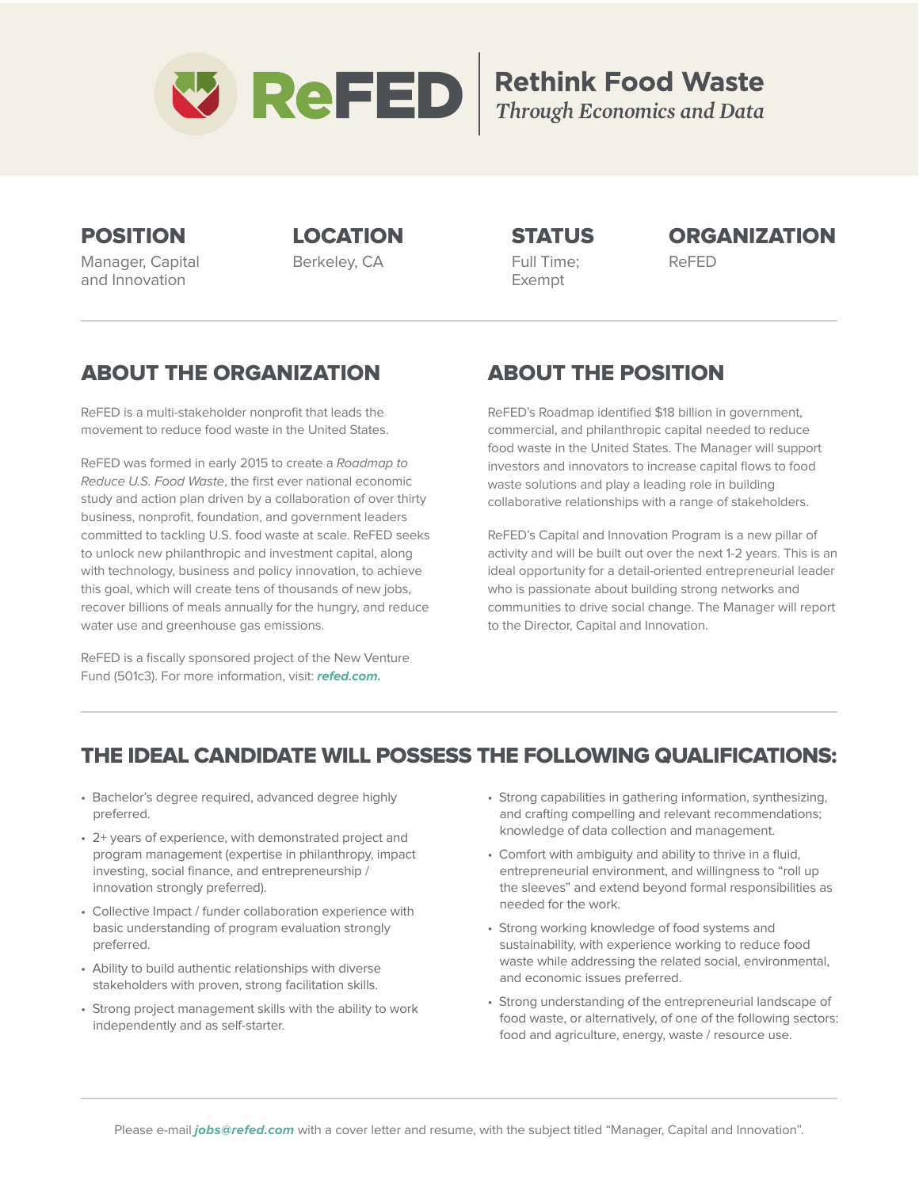# ReFED

**Rethink Food Waste**
*Through Economics and Data*

| POSITION | LOCATION | STATUS | ORGANIZATION |
| --- | --- | --- | --- |
| Manager, Capital and Innovation | Berkeley, CA | Full Time; Exempt | ReFED |

## ABOUT THE ORGANIZATION

ReFED is a multi-stakeholder nonprofit that leads the movement to reduce food waste in the United States.

ReFED was formed in early 2015 to create a *Roadmap to Reduce U.S. Food Waste*, the first ever national economic study and action plan driven by a collaboration of over thirty business, nonprofit, foundation, and government leaders committed to tackling U.S. food waste at scale. ReFED seeks to unlock new philanthropic and investment capital, along with technology, business and policy innovation, to achieve this goal, which will create tens of thousands of new jobs, recover billions of meals annually for the hungry, and reduce water use and greenhouse gas emissions.

ReFED is a fiscally sponsored project of the New Venture Fund (501c3). For more information, visit: ***refed.com.***

## ABOUT THE POSITION

ReFED's Roadmap identified $18 billion in government, commercial, and philanthropic capital needed to reduce food waste in the United States. The Manager will support investors and innovators to increase capital flows to food waste solutions and play a leading role in building collaborative relationships with a range of stakeholders.

ReFED's Capital and Innovation Program is a new pillar of activity and will be built out over the next 1-2 years. This is an ideal opportunity for a detail-oriented entrepreneurial leader who is passionate about building strong networks and communities to drive social change. The Manager will report to the Director, Capital and Innovation.

## THE IDEAL CANDIDATE WILL POSSESS THE FOLLOWING QUALIFICATIONS:

- Bachelor's degree required, advanced degree highly preferred.
- 2+ years of experience, with demonstrated project and program management (expertise in philanthropy, impact investing, social finance, and entrepreneurship / innovation strongly preferred).
- Collective Impact / funder collaboration experience with basic understanding of program evaluation strongly preferred.
- Ability to build authentic relationships with diverse stakeholders with proven, strong facilitation skills.
- Strong project management skills with the ability to work independently and as self-starter.
- Strong capabilities in gathering information, synthesizing, and crafting compelling and relevant recommendations; knowledge of data collection and management.
- Comfort with ambiguity and ability to thrive in a fluid, entrepreneurial environment, and willingness to "roll up the sleeves" and extend beyond formal responsibilities as needed for the work.
- Strong working knowledge of food systems and sustainability, with experience working to reduce food waste while addressing the related social, environmental, and economic issues preferred.
- Strong understanding of the entrepreneurial landscape of food waste, or alternatively, of one of the following sectors: food and agriculture, energy, waste / resource use.

Please e-mail ***jobs@refed.com*** with a cover letter and resume, with the subject titled "Manager, Capital and Innovation".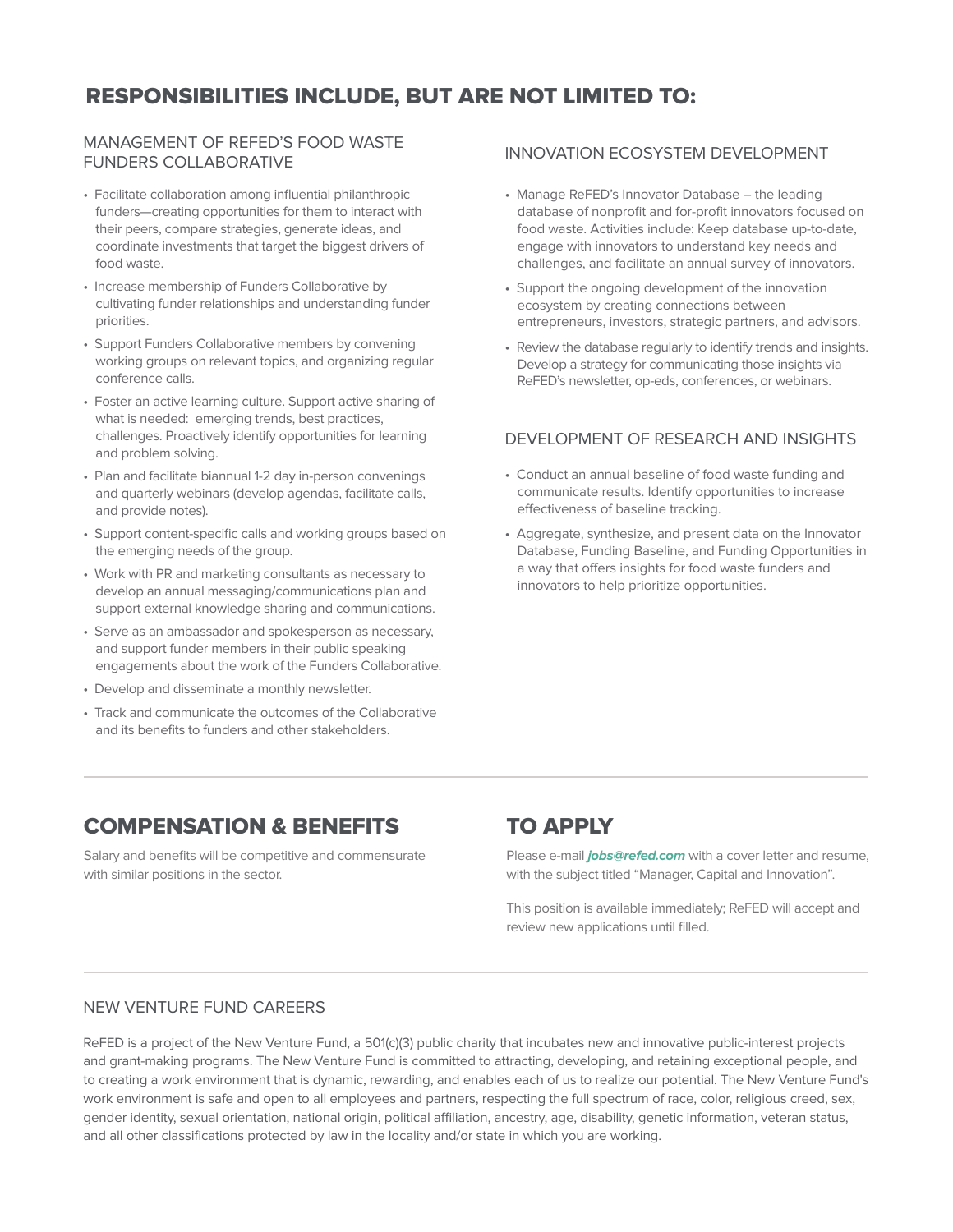# RESPONSIBILITIES INCLUDE, BUT ARE NOT LIMITED TO:

## MANAGEMENT OF REFED'S FOOD WASTE FUNDERS COLLABORATIVE

- Facilitate collaboration among influential philanthropic funders—creating opportunities for them to interact with their peers, compare strategies, generate ideas, and coordinate investments that target the biggest drivers of food waste.
- Increase membership of Funders Collaborative by cultivating funder relationships and understanding funder priorities.
- Support Funders Collaborative members by convening working groups on relevant topics, and organizing regular conference calls.
- Foster an active learning culture. Support active sharing of what is needed: emerging trends, best practices, challenges. Proactively identify opportunities for learning and problem solving.
- Plan and facilitate biannual 1-2 day in-person convenings and quarterly webinars (develop agendas, facilitate calls, and provide notes).
- Support content-specific calls and working groups based on the emerging needs of the group.
- Work with PR and marketing consultants as necessary to develop an annual messaging/communications plan and support external knowledge sharing and communications.
- Serve as an ambassador and spokesperson as necessary, and support funder members in their public speaking engagements about the work of the Funders Collaborative.
- Develop and disseminate a monthly newsletter.
- Track and communicate the outcomes of the Collaborative and its benefits to funders and other stakeholders.

## INNOVATION ECOSYSTEM DEVELOPMENT

- Manage ReFED's Innovator Database – the leading database of nonprofit and for-profit innovators focused on food waste. Activities include: Keep database up-to-date, engage with innovators to understand key needs and challenges, and facilitate an annual survey of innovators.
- Support the ongoing development of the innovation ecosystem by creating connections between entrepreneurs, investors, strategic partners, and advisors.
- Review the database regularly to identify trends and insights. Develop a strategy for communicating those insights via ReFED's newsletter, op-eds, conferences, or webinars.

## DEVELOPMENT OF RESEARCH AND INSIGHTS

- Conduct an annual baseline of food waste funding and communicate results. Identify opportunities to increase effectiveness of baseline tracking.
- Aggregate, synthesize, and present data on the Innovator Database, Funding Baseline, and Funding Opportunities in a way that offers insights for food waste funders and innovators to help prioritize opportunities.

# COMPENSATION & BENEFITS

Salary and benefits will be competitive and commensurate with similar positions in the sector.

# TO APPLY

Please e-mail ***jobs@refed.com*** with a cover letter and resume, with the subject titled "Manager, Capital and Innovation".

This position is available immediately; ReFED will accept and review new applications until filled.

## NEW VENTURE FUND CAREERS

ReFED is a project of the New Venture Fund, a 501(c)(3) public charity that incubates new and innovative public-interest projects and grant-making programs. The New Venture Fund is committed to attracting, developing, and retaining exceptional people, and to creating a work environment that is dynamic, rewarding, and enables each of us to realize our potential. The New Venture Fund's work environment is safe and open to all employees and partners, respecting the full spectrum of race, color, religious creed, sex, gender identity, sexual orientation, national origin, political affiliation, ancestry, age, disability, genetic information, veteran status, and all other classifications protected by law in the locality and/or state in which you are working.